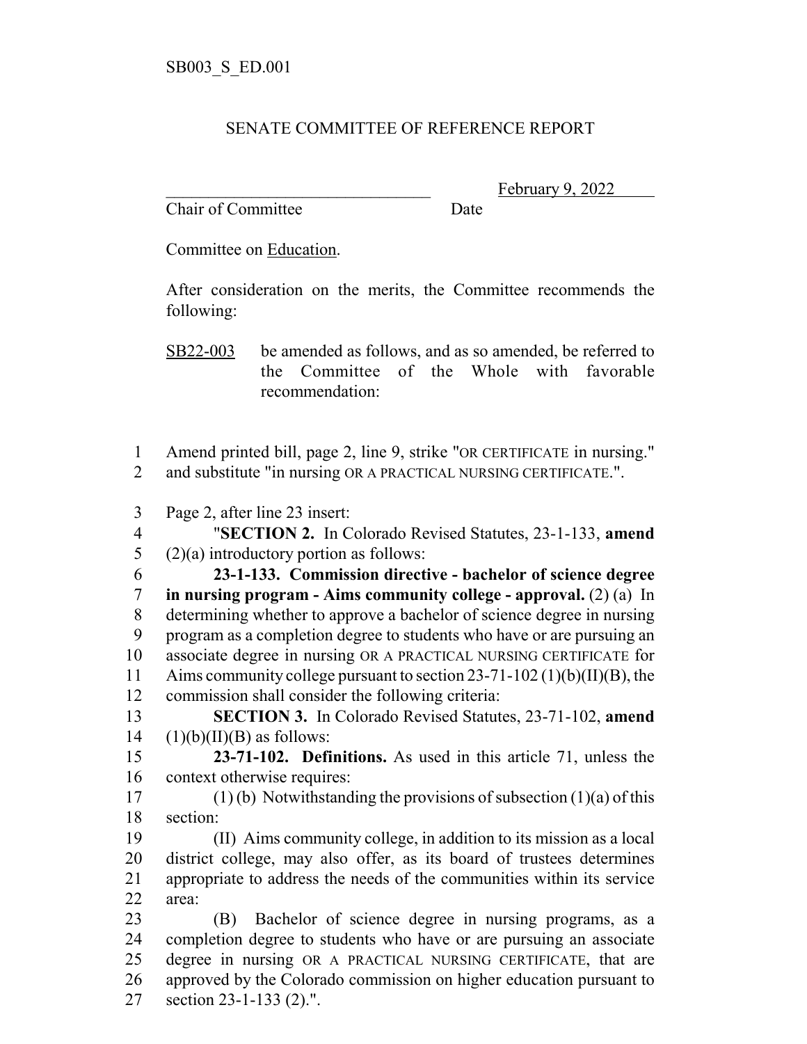SB003_S_ED.001

SENATE COMMITTEE OF REFERENCE REPORT

_______________________________ February 9, 2022
Chair of Committee Date

Committee on Education.

After consideration on the merits, the Committee recommends the following:

SB22-003 be amended as follows, and as so amended, be referred to the Committee of the Whole with favorable recommendation:

1 Amend printed bill, page 2, line 9, strike "OR CERTIFICATE in nursing."
2 and substitute "in nursing OR A PRACTICAL NURSING CERTIFICATE.".

3 Page 2, after line 23 insert:
4 "**SECTION 2.** In Colorado Revised Statutes, 23-1-133, **amend**
5 (2)(a) introductory portion as follows:
6 **23-1-133. Commission directive - bachelor of science degree**
7 **in nursing program - Aims community college - approval.** (2) (a) In
8 determining whether to approve a bachelor of science degree in nursing
9 program as a completion degree to students who have or are pursuing an
10 associate degree in nursing OR A PRACTICAL NURSING CERTIFICATE for
11 Aims community college pursuant to section 23-71-102 (1)(b)(II)(B), the
12 commission shall consider the following criteria:
13 **SECTION 3.** In Colorado Revised Statutes, 23-71-102, **amend**
14 (1)(b)(II)(B) as follows:
15 **23-71-102. Definitions.** As used in this article 71, unless the
16 context otherwise requires:
17 (1) (b) Notwithstanding the provisions of subsection (1)(a) of this
18 section:
19 (II) Aims community college, in addition to its mission as a local
20 district college, may also offer, as its board of trustees determines
21 appropriate to address the needs of the communities within its service
22 area:
23 (B) Bachelor of science degree in nursing programs, as a
24 completion degree to students who have or are pursuing an associate
25 degree in nursing OR A PRACTICAL NURSING CERTIFICATE, that are
26 approved by the Colorado commission on higher education pursuant to
27 section 23-1-133 (2).".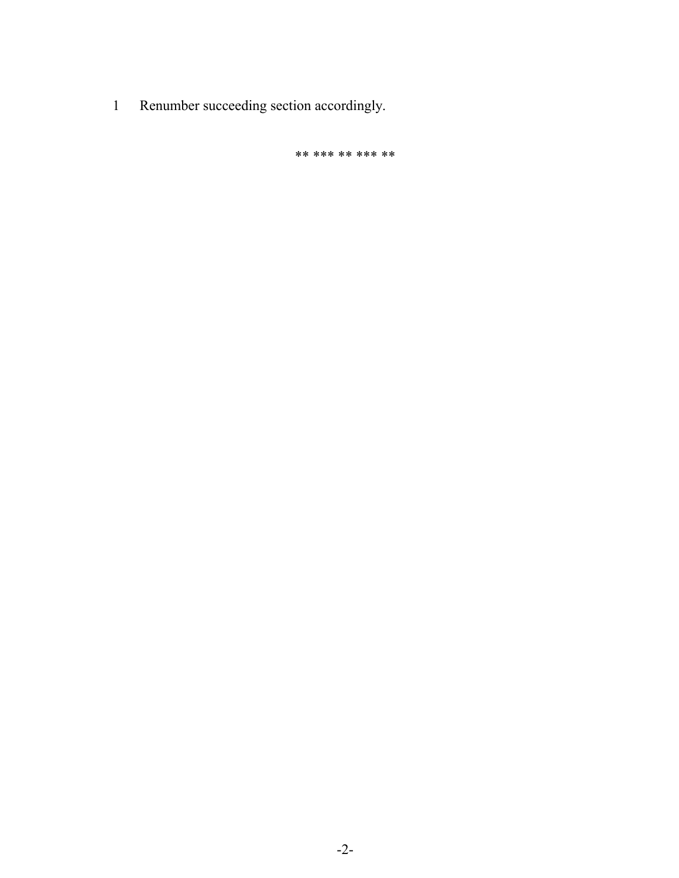1 Renumber succeeding section accordingly.

** *** ** *** **